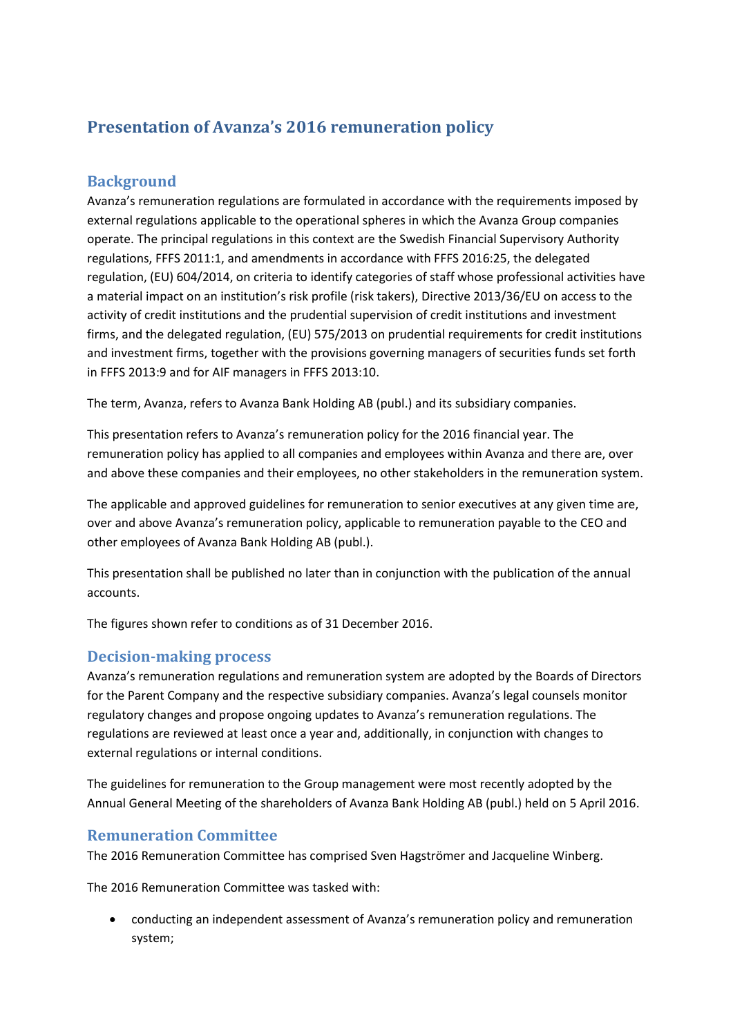# Presentation of Avanza's 2016 remuneration policy

## Background

Avanza's remuneration regulations are formulated in accordance with the requirements imposed by external regulations applicable to the operational spheres in which the Avanza Group companies operate. The principal regulations in this context are the Swedish Financial Supervisory Authority regulations, FFFS 2011:1, and amendments in accordance with FFFS 2016:25, the delegated regulation, (EU) 604/2014, on criteria to identify categories of staff whose professional activities have a material impact on an institution's risk profile (risk takers), Directive 2013/36/EU on access to the activity of credit institutions and the prudential supervision of credit institutions and investment firms, and the delegated regulation, (EU) 575/2013 on prudential requirements for credit institutions and investment firms, together with the provisions governing managers of securities funds set forth in FFFS 2013:9 and for AIF managers in FFFS 2013:10.

The term, Avanza, refers to Avanza Bank Holding AB (publ.) and its subsidiary companies.

This presentation refers to Avanza's remuneration policy for the 2016 financial year. The remuneration policy has applied to all companies and employees within Avanza and there are, over and above these companies and their employees, no other stakeholders in the remuneration system.

The applicable and approved guidelines for remuneration to senior executives at any given time are, over and above Avanza's remuneration policy, applicable to remuneration payable to the CEO and other employees of Avanza Bank Holding AB (publ.).

This presentation shall be published no later than in conjunction with the publication of the annual accounts.

The figures shown refer to conditions as of 31 December 2016.

## Decision-making process

Avanza's remuneration regulations and remuneration system are adopted by the Boards of Directors for the Parent Company and the respective subsidiary companies. Avanza's legal counsels monitor regulatory changes and propose ongoing updates to Avanza's remuneration regulations. The regulations are reviewed at least once a year and, additionally, in conjunction with changes to external regulations or internal conditions.

The guidelines for remuneration to the Group management were most recently adopted by the Annual General Meeting of the shareholders of Avanza Bank Holding AB (publ.) held on 5 April 2016.

## Remuneration Committee

The 2016 Remuneration Committee has comprised Sven Hagströmer and Jacqueline Winberg.

The 2016 Remuneration Committee was tasked with:

- conducting an independent assessment of Avanza's remuneration policy and remuneration system;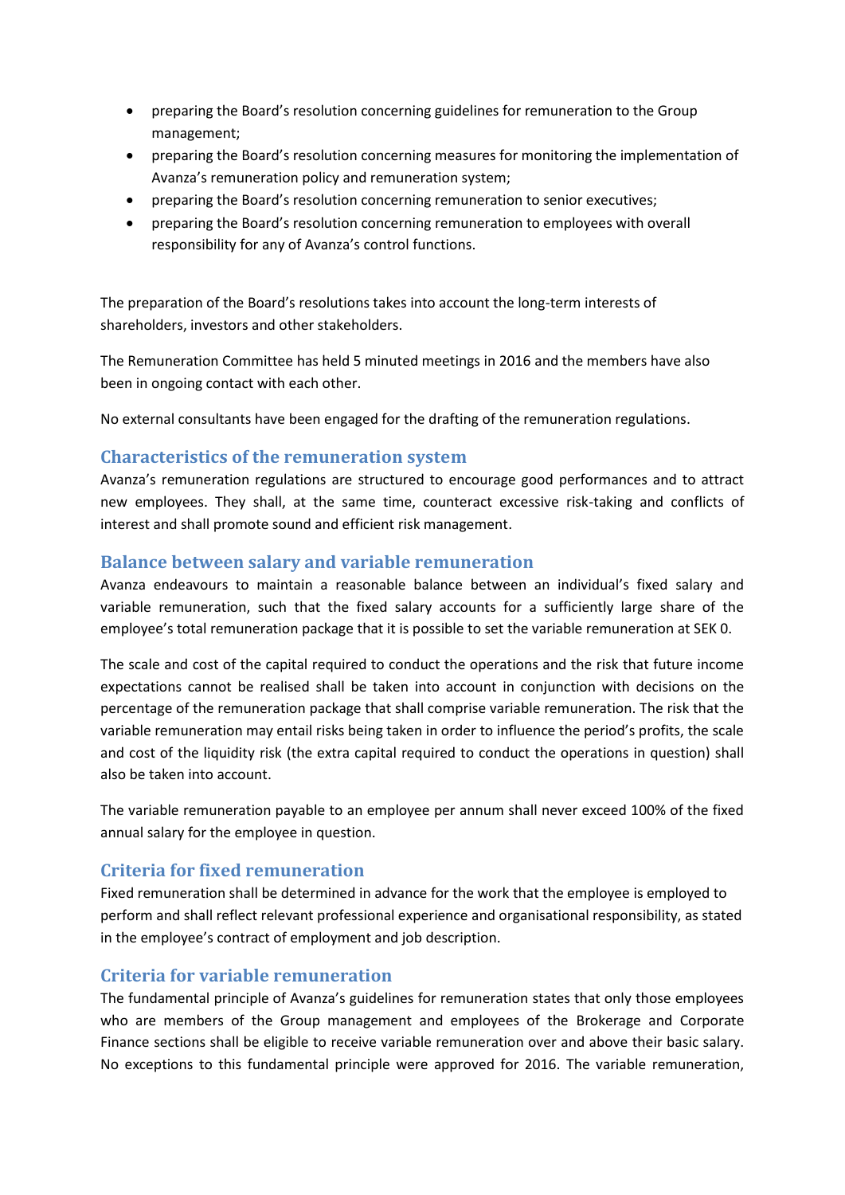- preparing the Board's resolution concerning guidelines for remuneration to the Group management;
- preparing the Board's resolution concerning measures for monitoring the implementation of Avanza's remuneration policy and remuneration system;
- preparing the Board's resolution concerning remuneration to senior executives;
- preparing the Board's resolution concerning remuneration to employees with overall responsibility for any of Avanza's control functions.

The preparation of the Board's resolutions takes into account the long-term interests of shareholders, investors and other stakeholders.

The Remuneration Committee has held 5 minuted meetings in 2016 and the members have also been in ongoing contact with each other.

No external consultants have been engaged for the drafting of the remuneration regulations.

## Characteristics of the remuneration system

Avanza's remuneration regulations are structured to encourage good performances and to attract new employees. They shall, at the same time, counteract excessive risk-taking and conflicts of interest and shall promote sound and efficient risk management.

## Balance between salary and variable remuneration

Avanza endeavours to maintain a reasonable balance between an individual's fixed salary and variable remuneration, such that the fixed salary accounts for a sufficiently large share of the employee's total remuneration package that it is possible to set the variable remuneration at SEK 0.

The scale and cost of the capital required to conduct the operations and the risk that future income expectations cannot be realised shall be taken into account in conjunction with decisions on the percentage of the remuneration package that shall comprise variable remuneration. The risk that the variable remuneration may entail risks being taken in order to influence the period's profits, the scale and cost of the liquidity risk (the extra capital required to conduct the operations in question) shall also be taken into account.

The variable remuneration payable to an employee per annum shall never exceed 100% of the fixed annual salary for the employee in question.

## Criteria for fixed remuneration

Fixed remuneration shall be determined in advance for the work that the employee is employed to perform and shall reflect relevant professional experience and organisational responsibility, as stated in the employee's contract of employment and job description.

## Criteria for variable remuneration

The fundamental principle of Avanza's guidelines for remuneration states that only those employees who are members of the Group management and employees of the Brokerage and Corporate Finance sections shall be eligible to receive variable remuneration over and above their basic salary. No exceptions to this fundamental principle were approved for 2016. The variable remuneration,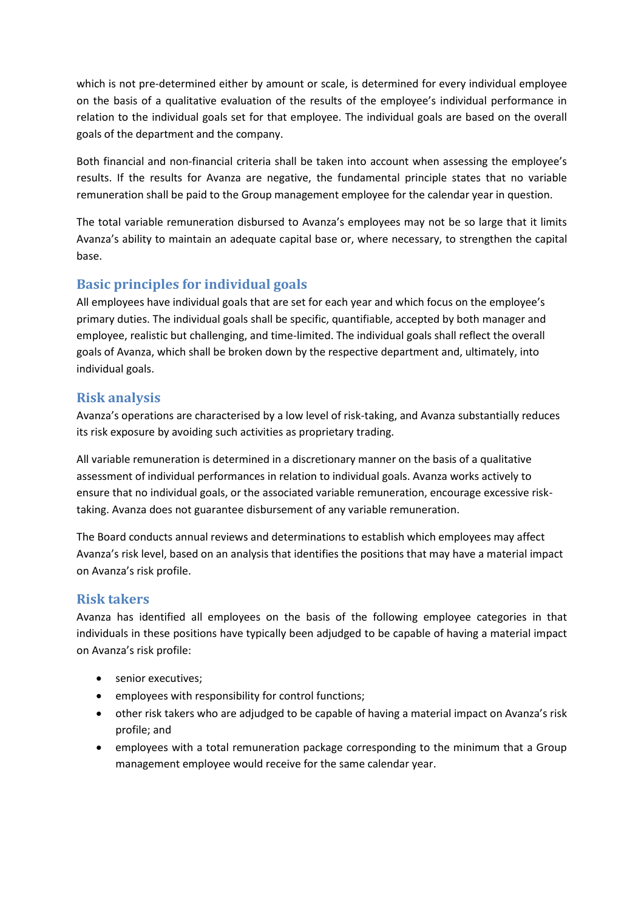which is not pre-determined either by amount or scale, is determined for every individual employee on the basis of a qualitative evaluation of the results of the employee's individual performance in relation to the individual goals set for that employee. The individual goals are based on the overall goals of the department and the company.

Both financial and non-financial criteria shall be taken into account when assessing the employee's results. If the results for Avanza are negative, the fundamental principle states that no variable remuneration shall be paid to the Group management employee for the calendar year in question.

The total variable remuneration disbursed to Avanza's employees may not be so large that it limits Avanza's ability to maintain an adequate capital base or, where necessary, to strengthen the capital base.

## Basic principles for individual goals

All employees have individual goals that are set for each year and which focus on the employee's primary duties. The individual goals shall be specific, quantifiable, accepted by both manager and employee, realistic but challenging, and time-limited. The individual goals shall reflect the overall goals of Avanza, which shall be broken down by the respective department and, ultimately, into individual goals.

## Risk analysis

Avanza's operations are characterised by a low level of risk-taking, and Avanza substantially reduces its risk exposure by avoiding such activities as proprietary trading.

All variable remuneration is determined in a discretionary manner on the basis of a qualitative assessment of individual performances in relation to individual goals. Avanza works actively to ensure that no individual goals, or the associated variable remuneration, encourage excessive risk-taking. Avanza does not guarantee disbursement of any variable remuneration.

The Board conducts annual reviews and determinations to establish which employees may affect Avanza's risk level, based on an analysis that identifies the positions that may have a material impact on Avanza's risk profile.

## Risk takers

Avanza has identified all employees on the basis of the following employee categories in that individuals in these positions have typically been adjudged to be capable of having a material impact on Avanza's risk profile:

- senior executives;
- employees with responsibility for control functions;
- other risk takers who are adjudged to be capable of having a material impact on Avanza's risk profile; and
- employees with a total remuneration package corresponding to the minimum that a Group management employee would receive for the same calendar year.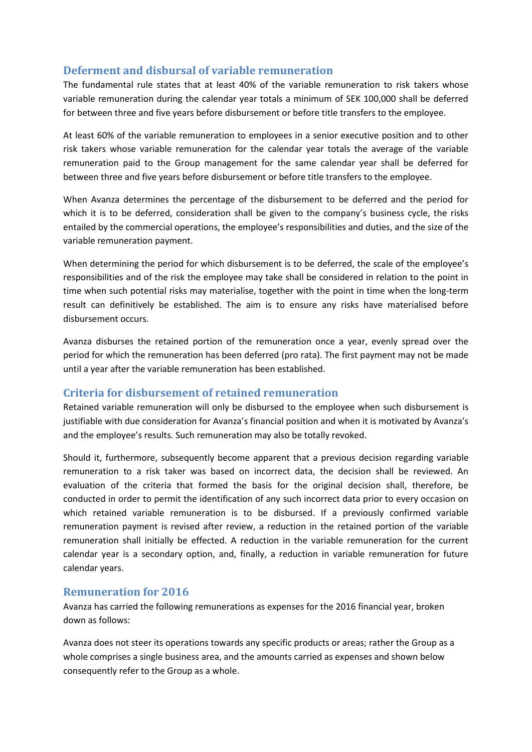## Deferment and disbursal of variable remuneration

The fundamental rule states that at least 40% of the variable remuneration to risk takers whose variable remuneration during the calendar year totals a minimum of SEK 100,000 shall be deferred for between three and five years before disbursement or before title transfers to the employee.

At least 60% of the variable remuneration to employees in a senior executive position and to other risk takers whose variable remuneration for the calendar year totals the average of the variable remuneration paid to the Group management for the same calendar year shall be deferred for between three and five years before disbursement or before title transfers to the employee.

When Avanza determines the percentage of the disbursement to be deferred and the period for which it is to be deferred, consideration shall be given to the company's business cycle, the risks entailed by the commercial operations, the employee's responsibilities and duties, and the size of the variable remuneration payment.

When determining the period for which disbursement is to be deferred, the scale of the employee's responsibilities and of the risk the employee may take shall be considered in relation to the point in time when such potential risks may materialise, together with the point in time when the long-term result can definitively be established. The aim is to ensure any risks have materialised before disbursement occurs.

Avanza disburses the retained portion of the remuneration once a year, evenly spread over the period for which the remuneration has been deferred (pro rata). The first payment may not be made until a year after the variable remuneration has been established.

## Criteria for disbursement of retained remuneration

Retained variable remuneration will only be disbursed to the employee when such disbursement is justifiable with due consideration for Avanza's financial position and when it is motivated by Avanza's and the employee's results. Such remuneration may also be totally revoked.

Should it, furthermore, subsequently become apparent that a previous decision regarding variable remuneration to a risk taker was based on incorrect data, the decision shall be reviewed. An evaluation of the criteria that formed the basis for the original decision shall, therefore, be conducted in order to permit the identification of any such incorrect data prior to every occasion on which retained variable remuneration is to be disbursed. If a previously confirmed variable remuneration payment is revised after review, a reduction in the retained portion of the variable remuneration shall initially be effected. A reduction in the variable remuneration for the current calendar year is a secondary option, and, finally, a reduction in variable remuneration for future calendar years.

## Remuneration for 2016

Avanza has carried the following remunerations as expenses for the 2016 financial year, broken down as follows:

Avanza does not steer its operations towards any specific products or areas; rather the Group as a whole comprises a single business area, and the amounts carried as expenses and shown below consequently refer to the Group as a whole.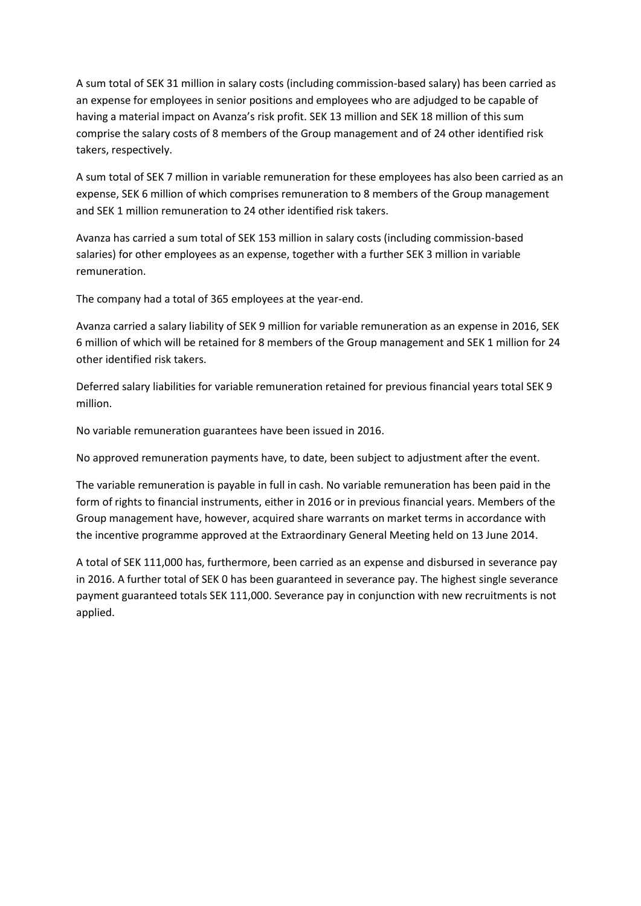A sum total of SEK 31 million in salary costs (including commission-based salary) has been carried as an expense for employees in senior positions and employees who are adjudged to be capable of having a material impact on Avanza's risk profit. SEK 13 million and SEK 18 million of this sum comprise the salary costs of 8 members of the Group management and of 24 other identified risk takers, respectively.

A sum total of SEK 7 million in variable remuneration for these employees has also been carried as an expense, SEK 6 million of which comprises remuneration to 8 members of the Group management and SEK 1 million remuneration to 24 other identified risk takers.

Avanza has carried a sum total of SEK 153 million in salary costs (including commission-based salaries) for other employees as an expense, together with a further SEK 3 million in variable remuneration.

The company had a total of 365 employees at the year-end.

Avanza carried a salary liability of SEK 9 million for variable remuneration as an expense in 2016, SEK 6 million of which will be retained for 8 members of the Group management and SEK 1 million for 24 other identified risk takers.

Deferred salary liabilities for variable remuneration retained for previous financial years total SEK 9 million.

No variable remuneration guarantees have been issued in 2016.

No approved remuneration payments have, to date, been subject to adjustment after the event.

The variable remuneration is payable in full in cash. No variable remuneration has been paid in the form of rights to financial instruments, either in 2016 or in previous financial years. Members of the Group management have, however, acquired share warrants on market terms in accordance with the incentive programme approved at the Extraordinary General Meeting held on 13 June 2014.

A total of SEK 111,000 has, furthermore, been carried as an expense and disbursed in severance pay in 2016. A further total of SEK 0 has been guaranteed in severance pay. The highest single severance payment guaranteed totals SEK 111,000. Severance pay in conjunction with new recruitments is not applied.